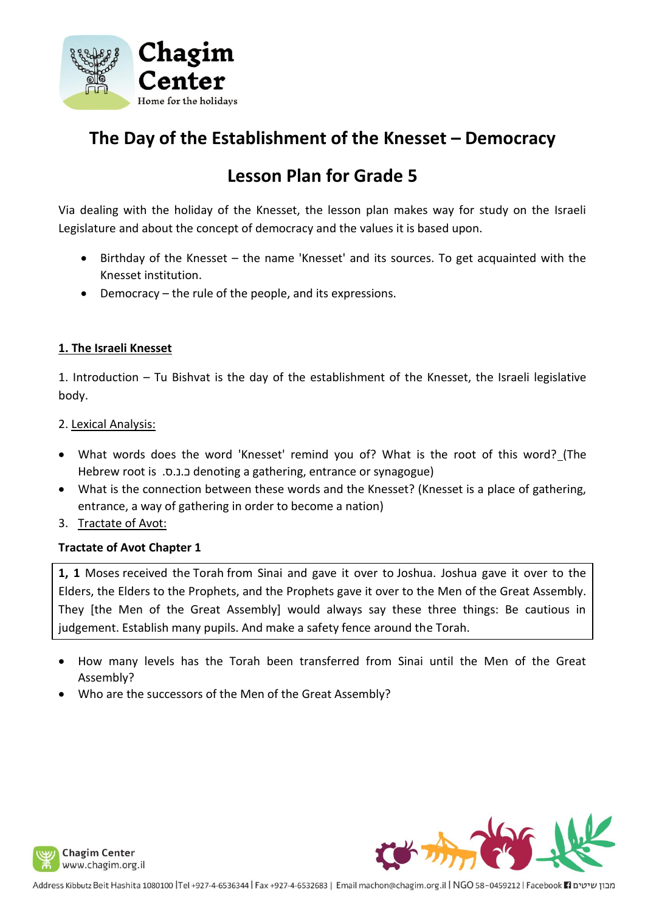# The Day of the Establishment of the Knesset – Democracy

## Lesson Plan for Grade 5

Via dealing with the holiday of the Knesset, the lesson plan makes way for study on the Israeli Legislature and about the concept of democracy and the values it is based upon.

- Birthday of the Knesset – the name 'Knesset' and its sources. To get acquainted with the Knesset institution.
- Democracy – the rule of the people, and its expressions.

### 1. The Israeli Knesset

1. Introduction – Tu Bishvat is the day of the establishment of the Knesset, the Israeli legislative body.

2. Lexical Analysis:

- What words does the word 'Knesset' remind you of? What is the root of this word? (The Hebrew root is .כ.נ.ס denoting a gathering, entrance or synagogue)
- What is the connection between these words and the Knesset? (Knesset is a place of gathering, entrance, a way of gathering in order to become a nation)

3. Tractate of Avot:

**Tractate of Avot Chapter 1**

> **1, 1** Moses received the Torah from Sinai and gave it over to Joshua. Joshua gave it over to the Elders, the Elders to the Prophets, and the Prophets gave it over to the Men of the Great Assembly. They [the Men of the Great Assembly] would always say these three things: Be cautious in judgement. Establish many pupils. And make a safety fence around the Torah.

- How many levels has the Torah been transferred from Sinai until the Men of the Great Assembly?
- Who are the successors of the Men of the Great Assembly?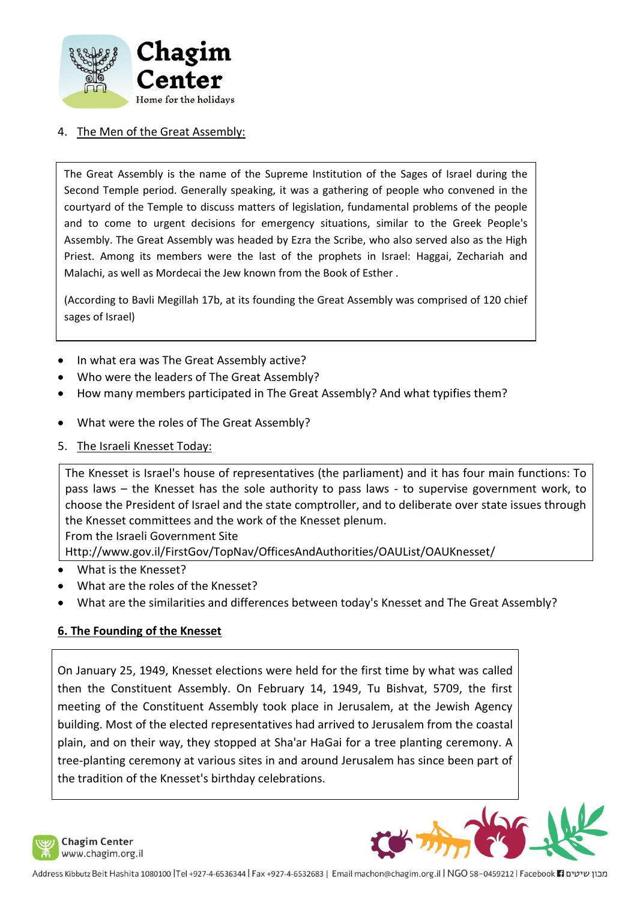4. The Men of the Great Assembly:

> The Great Assembly is the name of the Supreme Institution of the Sages of Israel during the Second Temple period. Generally speaking, it was a gathering of people who convened in the courtyard of the Temple to discuss matters of legislation, fundamental problems of the people and to come to urgent decisions for emergency situations, similar to the Greek People's Assembly. The Great Assembly was headed by Ezra the Scribe, who also served also as the High Priest. Among its members were the last of the prophets in Israel: Haggai, Zechariah and Malachi, as well as Mordecai the Jew known from the Book of Esther .
>
> (According to Bavli Megillah 17b, at its founding the Great Assembly was comprised of 120 chief sages of Israel)

- In what era was The Great Assembly active?
- Who were the leaders of The Great Assembly?
- How many members participated in The Great Assembly? And what typifies them?
- What were the roles of The Great Assembly?

5. The Israeli Knesset Today:

> The Knesset is Israel's house of representatives (the parliament) and it has four main functions: To pass laws – the Knesset has the sole authority to pass laws - to supervise government work, to choose the President of Israel and the state comptroller, and to deliberate over state issues through the Knesset committees and the work of the Knesset plenum.
> From the Israeli Government Site
> Http://www.gov.il/FirstGov/TopNav/OfficesAndAuthorities/OAUList/OAUKnesset/

- What is the Knesset?
- What are the roles of the Knesset?
- What are the similarities and differences between today's Knesset and The Great Assembly?

**6. The Founding of the Knesset**

> On January 25, 1949, Knesset elections were held for the first time by what was called then the Constituent Assembly. On February 14, 1949, Tu Bishvat, 5709, the first meeting of the Constituent Assembly took place in Jerusalem, at the Jewish Agency building. Most of the elected representatives had arrived to Jerusalem from the coastal plain, and on their way, they stopped at Sha'ar HaGai for a tree planting ceremony. A tree-planting ceremony at various sites in and around Jerusalem has since been part of the tradition of the Knesset's birthday celebrations.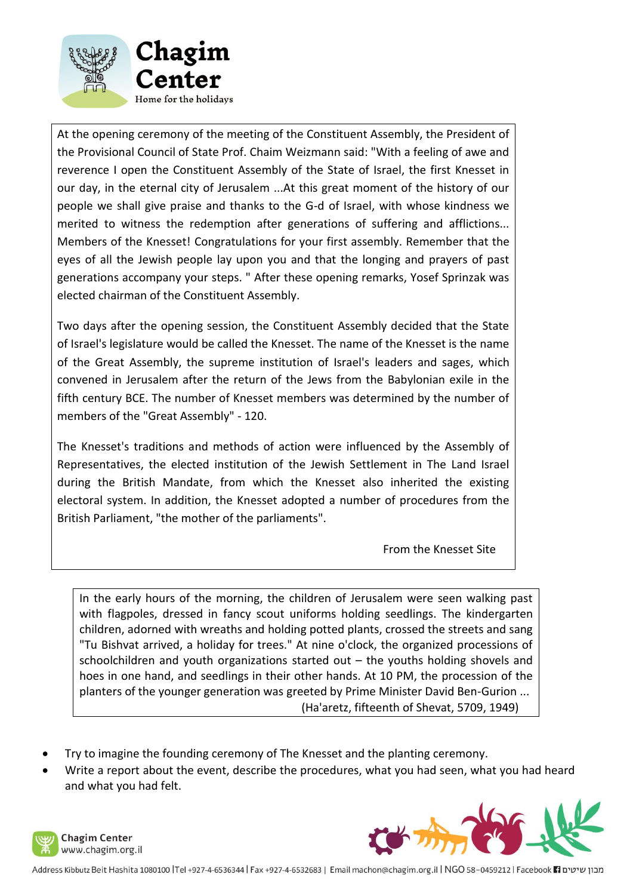At the opening ceremony of the meeting of the Constituent Assembly, the President of the Provisional Council of State Prof. Chaim Weizmann said: "With a feeling of awe and reverence I open the Constituent Assembly of the State of Israel, the first Knesset in our day, in the eternal city of Jerusalem ...At this great moment of the history of our people we shall give praise and thanks to the G-d of Israel, with whose kindness we merited to witness the redemption after generations of suffering and afflictions... Members of the Knesset! Congratulations for your first assembly. Remember that the eyes of all the Jewish people lay upon you and that the longing and prayers of past generations accompany your steps. " After these opening remarks, Yosef Sprinzak was elected chairman of the Constituent Assembly.

Two days after the opening session, the Constituent Assembly decided that the State of Israel's legislature would be called the Knesset. The name of the Knesset is the name of the Great Assembly, the supreme institution of Israel's leaders and sages, which convened in Jerusalem after the return of the Jews from the Babylonian exile in the fifth century BCE. The number of Knesset members was determined by the number of members of the "Great Assembly" - 120.

The Knesset's traditions and methods of action were influenced by the Assembly of Representatives, the elected institution of the Jewish Settlement in The Land Israel during the British Mandate, from which the Knesset also inherited the existing electoral system. In addition, the Knesset adopted a number of procedures from the British Parliament, "the mother of the parliaments".

From the Knesset Site

In the early hours of the morning, the children of Jerusalem were seen walking past with flagpoles, dressed in fancy scout uniforms holding seedlings. The kindergarten children, adorned with wreaths and holding potted plants, crossed the streets and sang "Tu Bishvat arrived, a holiday for trees." At nine o'clock, the organized processions of schoolchildren and youth organizations started out – the youths holding shovels and hoes in one hand, and seedlings in their other hands. At 10 PM, the procession of the planters of the younger generation was greeted by Prime Minister David Ben-Gurion ...

(Ha'aretz, fifteenth of Shevat, 5709, 1949)

- Try to imagine the founding ceremony of The Knesset and the planting ceremony.
- Write a report about the event, describe the procedures, what you had seen, what you had heard and what you had felt.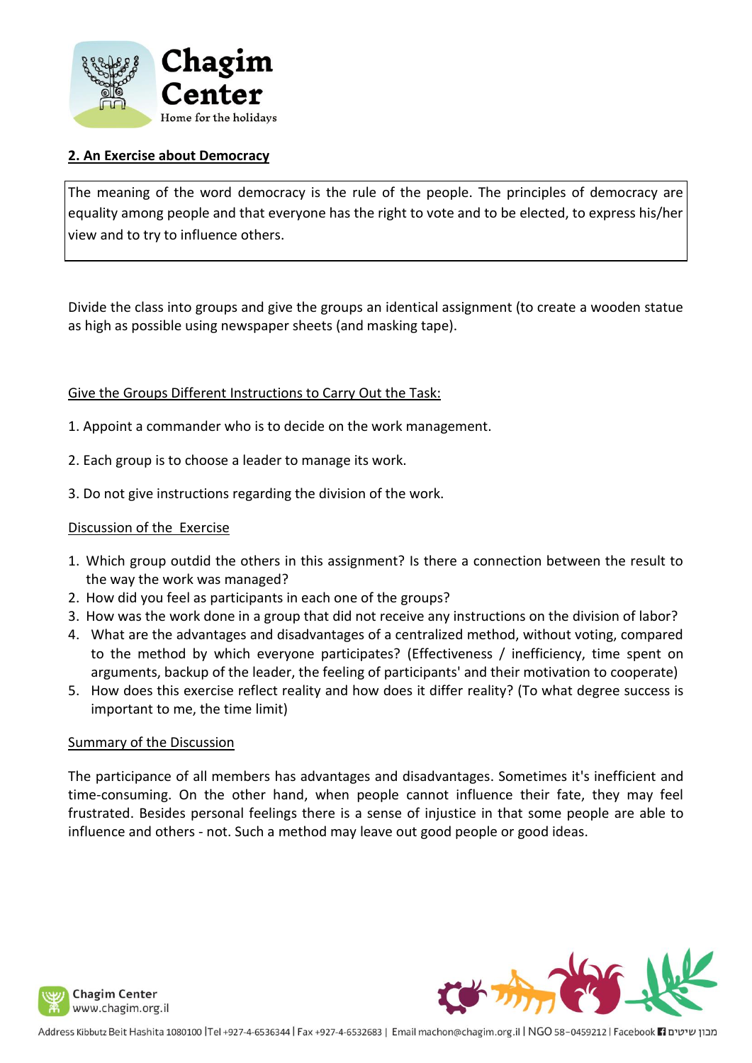## 2. An Exercise about Democracy

The meaning of the word democracy is the rule of the people. The principles of democracy are equality among people and that everyone has the right to vote and to be elected, to express his/her view and to try to influence others.

Divide the class into groups and give the groups an identical assignment (to create a wooden statue as high as possible using newspaper sheets (and masking tape).

Give the Groups Different Instructions to Carry Out the Task:

1. Appoint a commander who is to decide on the work management.
2. Each group is to choose a leader to manage its work.
3. Do not give instructions regarding the division of the work.

Discussion of the Exercise

1. Which group outdid the others in this assignment? Is there a connection between the result to the way the work was managed?
2. How did you feel as participants in each one of the groups?
3. How was the work done in a group that did not receive any instructions on the division of labor?
4. What are the advantages and disadvantages of a centralized method, without voting, compared to the method by which everyone participates? (Effectiveness / inefficiency, time spent on arguments, backup of the leader, the feeling of participants' and their motivation to cooperate)
5. How does this exercise reflect reality and how does it differ reality? (To what degree success is important to me, the time limit)

Summary of the Discussion

The participance of all members has advantages and disadvantages. Sometimes it's inefficient and time-consuming. On the other hand, when people cannot influence their fate, they may feel frustrated. Besides personal feelings there is a sense of injustice in that some people are able to influence and others - not. Such a method may leave out good people or good ideas.